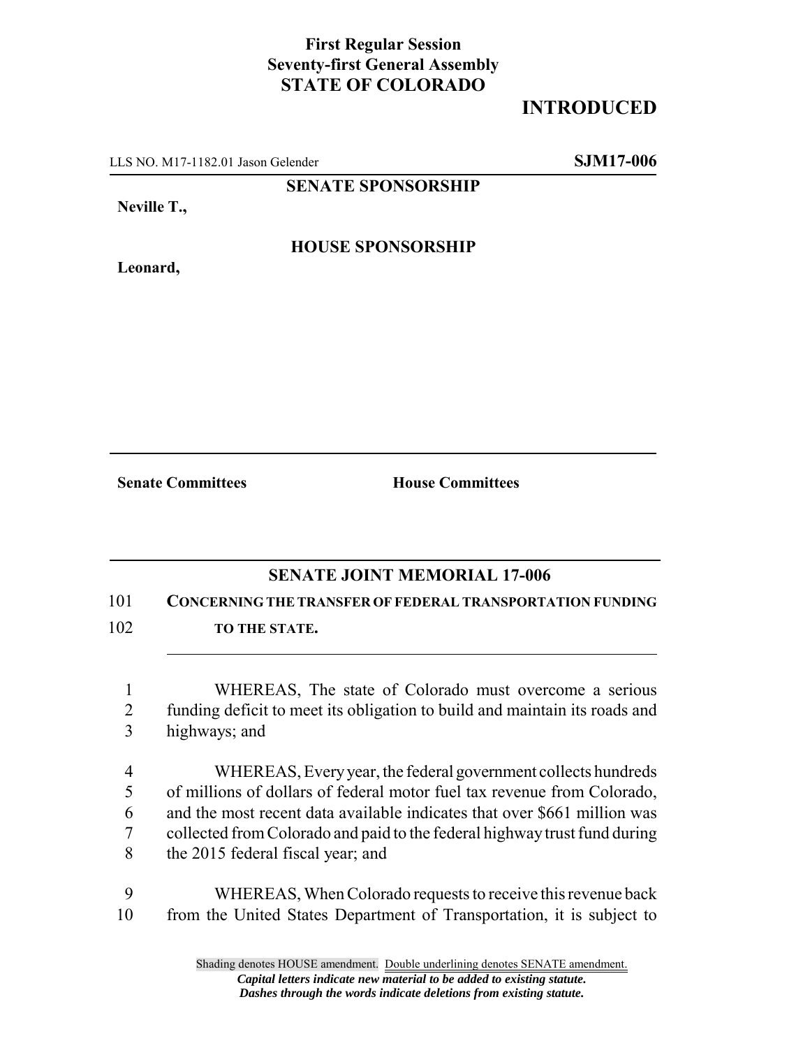**First Regular Session**
**Seventy-first General Assembly**
**STATE OF COLORADO**

**INTRODUCED**

LLS NO. M17-1182.01 Jason Gelender **SJM17-006**

**SENATE SPONSORSHIP**

**Neville T.,**

**HOUSE SPONSORSHIP**

**Leonard,**

**Senate Committees** **House Committees**

## SENATE JOINT MEMORIAL 17-006

101 **CONCERNING THE TRANSFER OF FEDERAL TRANSPORTATION FUNDING**
102 **TO THE STATE.**

1 WHEREAS, The state of Colorado must overcome a serious
2 funding deficit to meet its obligation to build and maintain its roads and
3 highways; and

4 WHEREAS, Every year, the federal government collects hundreds
5 of millions of dollars of federal motor fuel tax revenue from Colorado,
6 and the most recent data available indicates that over $661 million was
7 collected from Colorado and paid to the federal highway trust fund during
8 the 2015 federal fiscal year; and

9 WHEREAS, When Colorado requests to receive this revenue back
10 from the United States Department of Transportation, it is subject to

Shading denotes HOUSE amendment. Double underlining denotes SENATE amendment.
*Capital letters indicate new material to be added to existing statute.*
*Dashes through the words indicate deletions from existing statute.*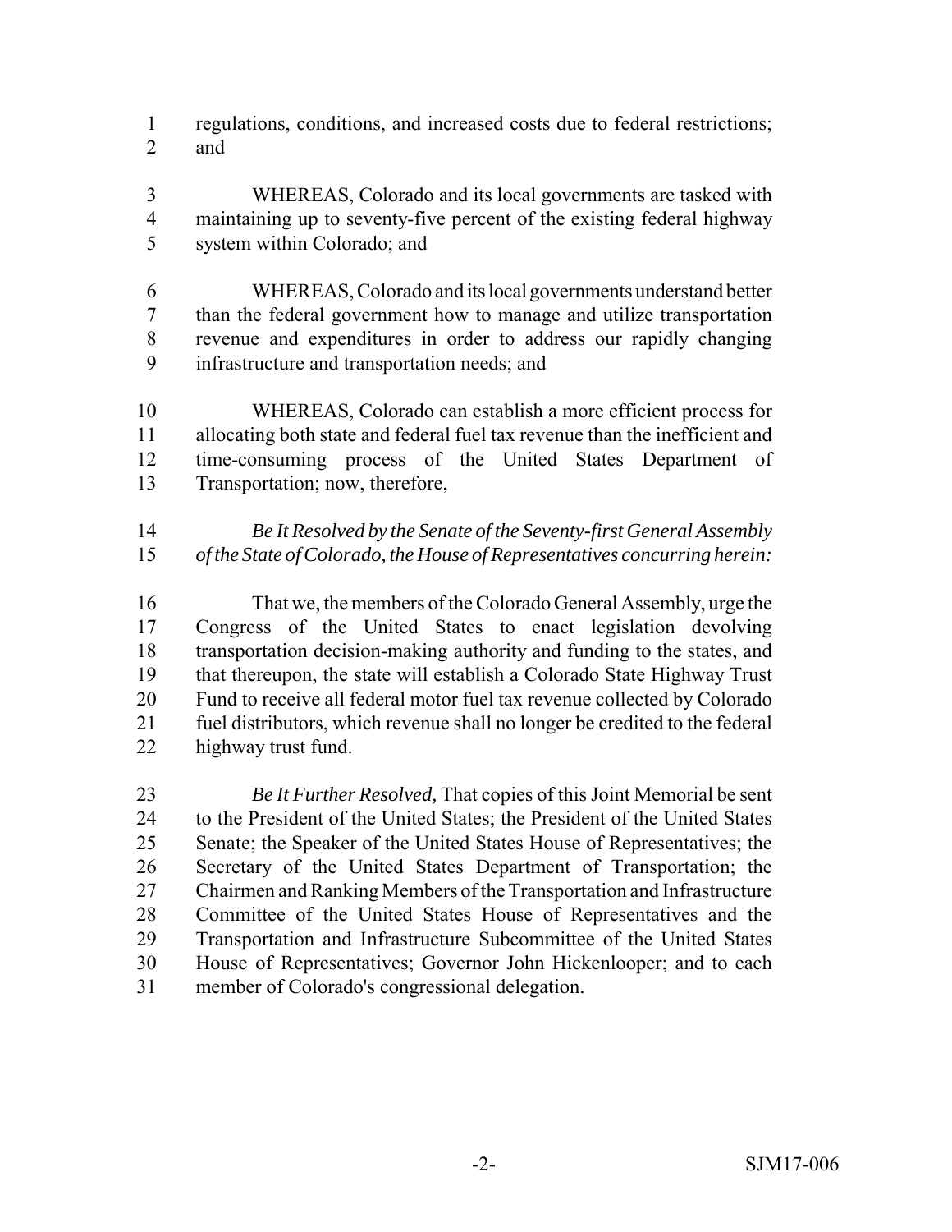regulations, conditions, and increased costs due to federal restrictions; and

WHEREAS, Colorado and its local governments are tasked with maintaining up to seventy-five percent of the existing federal highway system within Colorado; and

WHEREAS, Colorado and its local governments understand better than the federal government how to manage and utilize transportation revenue and expenditures in order to address our rapidly changing infrastructure and transportation needs; and

WHEREAS, Colorado can establish a more efficient process for allocating both state and federal fuel tax revenue than the inefficient and time-consuming process of the United States Department of Transportation; now, therefore,

*Be It Resolved by the Senate of the Seventy-first General Assembly of the State of Colorado, the House of Representatives concurring herein:*

That we, the members of the Colorado General Assembly, urge the Congress of the United States to enact legislation devolving transportation decision-making authority and funding to the states, and that thereupon, the state will establish a Colorado State Highway Trust Fund to receive all federal motor fuel tax revenue collected by Colorado fuel distributors, which revenue shall no longer be credited to the federal highway trust fund.

*Be It Further Resolved,* That copies of this Joint Memorial be sent to the President of the United States; the President of the United States Senate; the Speaker of the United States House of Representatives; the Secretary of the United States Department of Transportation; the Chairmen and Ranking Members of the Transportation and Infrastructure Committee of the United States House of Representatives and the Transportation and Infrastructure Subcommittee of the United States House of Representatives; Governor John Hickenlooper; and to each member of Colorado's congressional delegation.